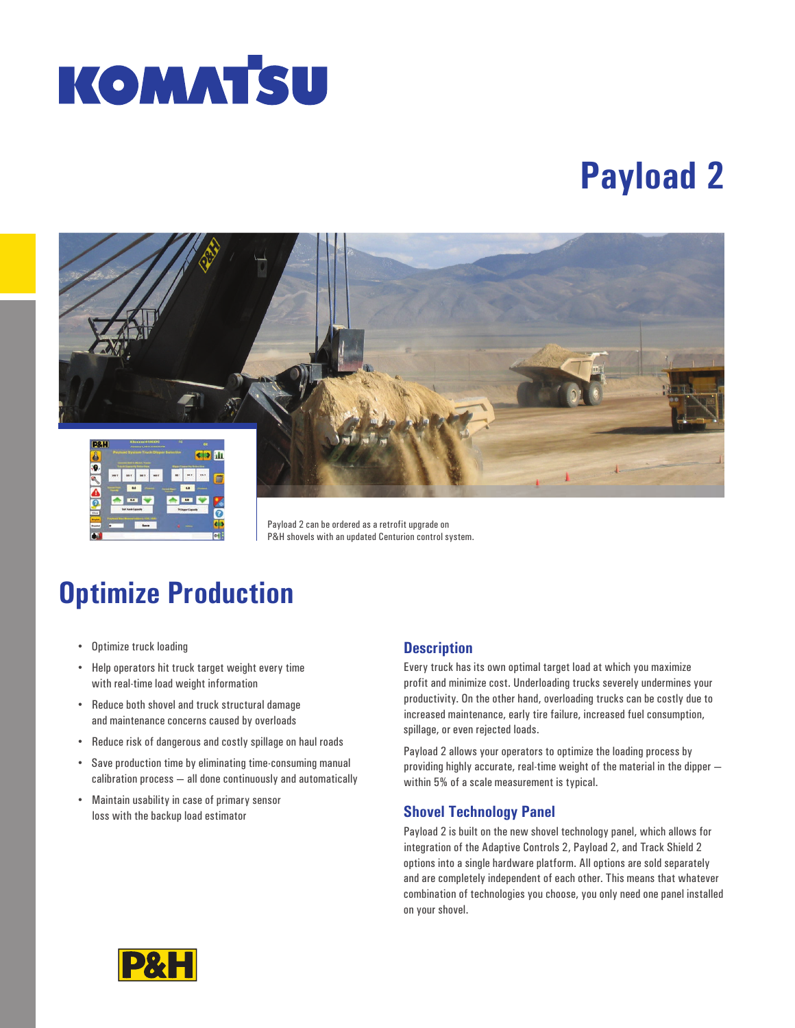# Payload 2

Payload 2 can be ordered as a retrofit upgrade on P&H shovels with an updated Centurion control system.

## Optimize Production

- Optimize truck loading
- Help operators hit truck target weight every time with real-time load weight information
- Reduce both shovel and truck structural damage and maintenance concerns caused by overloads
- Reduce risk of dangerous and costly spillage on haul roads
- Save production time by eliminating time-consuming manual calibration process – all done continuously and automatically
- Maintain usability in case of primary sensor loss with the backup load estimator

### Description

Every truck has its own optimal target load at which you maximize profit and minimize cost. Underloading trucks severely undermines your productivity. On the other hand, overloading trucks can be costly due to increased maintenance, early tire failure, increased fuel consumption, spillage, or even rejected loads.

Payload 2 allows your operators to optimize the loading process by providing highly accurate, real-time weight of the material in the dipper – within 5% of a scale measurement is typical.

### Shovel Technology Panel

Payload 2 is built on the new shovel technology panel, which allows for integration of the Adaptive Controls 2, Payload 2, and Track Shield 2 options into a single hardware platform. All options are sold separately and are completely independent of each other. This means that whatever combination of technologies you choose, you only need one panel installed on your shovel.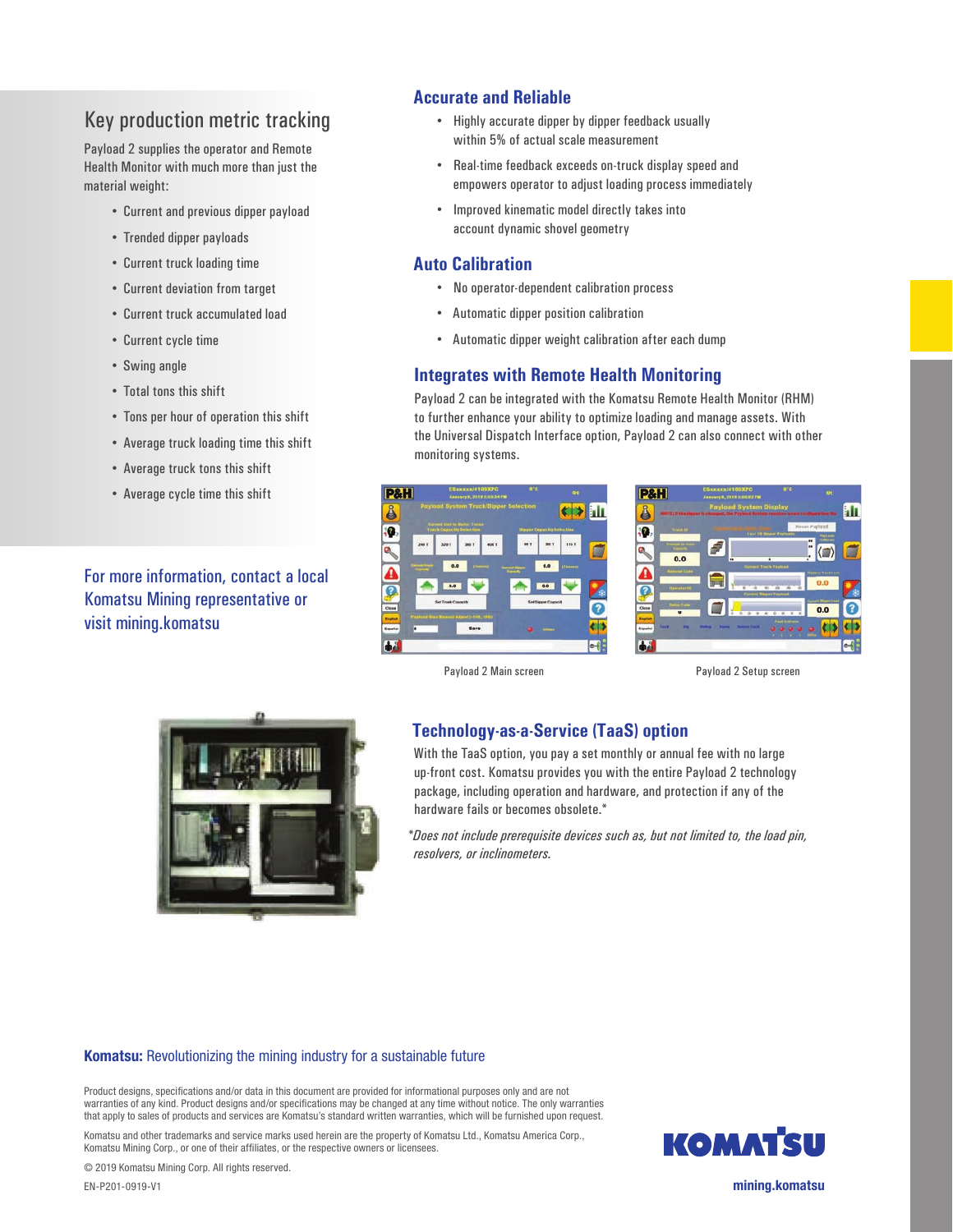## Key production metric tracking

Payload 2 supplies the operator and Remote Health Monitor with much more than just the material weight:

- Current and previous dipper payload
- Trended dipper payloads
- Current truck loading time
- Current deviation from target
- Current truck accumulated load
- Current cycle time
- Swing angle
- Total tons this shift
- Tons per hour of operation this shift
- Average truck loading time this shift
- Average truck tons this shift
- Average cycle time this shift

For more information, contact a local Komatsu Mining representative or visit mining.komatsu

## Accurate and Reliable

- Highly accurate dipper by dipper feedback usually within 5% of actual scale measurement
- Real-time feedback exceeds on-truck display speed and empowers operator to adjust loading process immediately
- Improved kinematic model directly takes into account dynamic shovel geometry

## Auto Calibration

- No operator-dependent calibration process
- Automatic dipper position calibration
- Automatic dipper weight calibration after each dump

## Integrates with Remote Health Monitoring

Payload 2 can be integrated with the Komatsu Remote Health Monitor (RHM) to further enhance your ability to optimize loading and manage assets. With the Universal Dispatch Interface option, Payload 2 can also connect with other monitoring systems.

Payload 2 Main screen

Payload 2 Setup screen

## Technology-as-a-Service (TaaS) option

With the TaaS option, you pay a set monthly or annual fee with no large up-front cost. Komatsu provides you with the entire Payload 2 technology package, including operation and hardware, and protection if any of the hardware fails or becomes obsolete.*

*\*Does not include prerequisite devices such as, but not limited to, the load pin, resolvers, or inclinometers.*

**Komatsu:** Revolutionizing the mining industry for a sustainable future

Product designs, specifications and/or data in this document are provided for informational purposes only and are not warranties of any kind. Product designs and/or specifications may be changed at any time without notice. The only warranties that apply to sales of products and services are Komatsu's standard written warranties, which will be furnished upon request.

Komatsu and other trademarks and service marks used herein are the property of Komatsu Ltd., Komatsu America Corp., Komatsu Mining Corp., or one of their affiliates, or the respective owners or licensees.

© 2019 Komatsu Mining Corp. All rights reserved.

EN-P201-0919-V1

KOMATSU

mining.komatsu